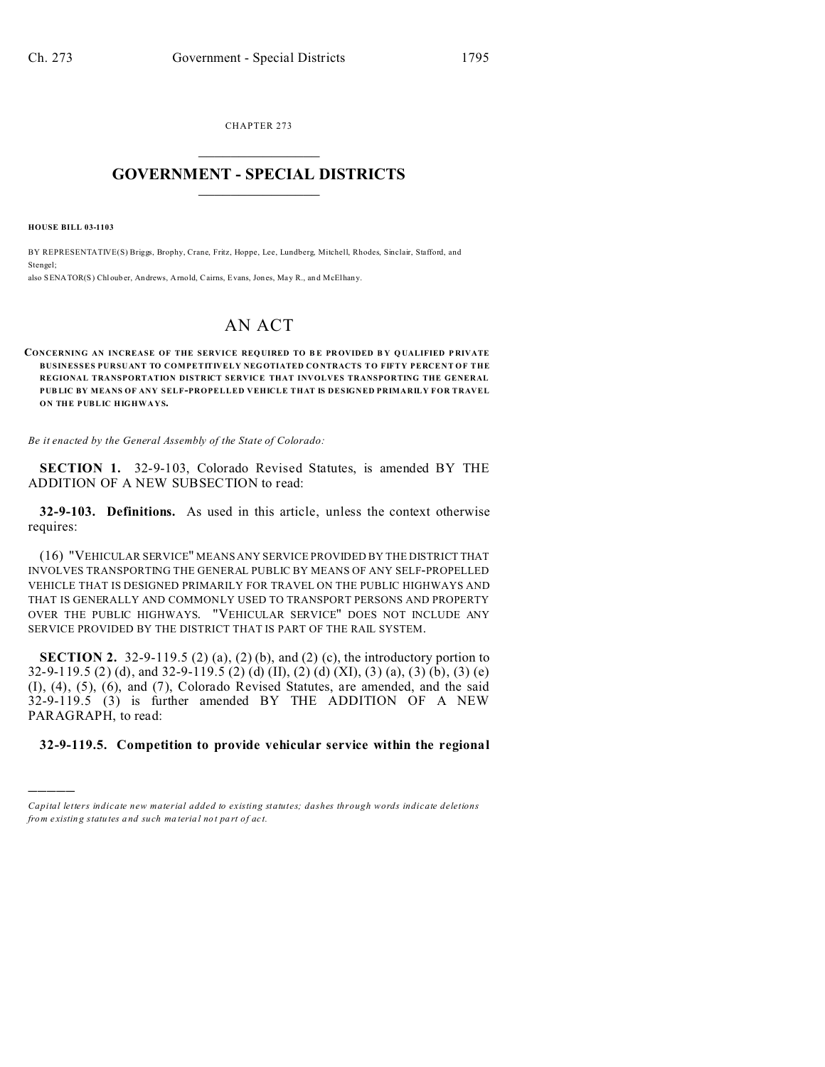CHAPTER 273

# GOVERNMENT - SPECIAL DISTRICTS

**HOUSE BILL 03-1103**

BY REPRESENTATIVE(S) Briggs, Brophy, Crane, Fritz, Hoppe, Lee, Lundberg, Mitchell, Rhodes, Sinclair, Stafford, and Stengel;
also SENATOR(S) Chlouber, Andrews, Arnold, Cairns, Evans, Jones, May R., and McElhany.

# AN ACT

**CONCERNING AN INCREASE OF THE SERVICE REQUIRED TO BE PROVIDED BY QUALIFIED PRIVATE BUSINESSES PURSUANT TO COMPETITIVELY NEGOTIATED CONTRACTS TO FIFTY PERCENT OF THE REGIONAL TRANSPORTATION DISTRICT SERVICE THAT INVOLVES TRANSPORTING THE GENERAL PUBLIC BY MEANS OF ANY SELF-PROPELLED VEHICLE THAT IS DESIGNED PRIMARILY FOR TRAVEL ON THE PUBLIC HIGHWAYS.**

*Be it enacted by the General Assembly of the State of Colorado:*

**SECTION 1.** 32-9-103, Colorado Revised Statutes, is amended BY THE ADDITION OF A NEW SUBSECTION to read:

**32-9-103. Definitions.** As used in this article, unless the context otherwise requires:

(16) "VEHICULAR SERVICE" MEANS ANY SERVICE PROVIDED BY THE DISTRICT THAT INVOLVES TRANSPORTING THE GENERAL PUBLIC BY MEANS OF ANY SELF-PROPELLED VEHICLE THAT IS DESIGNED PRIMARILY FOR TRAVEL ON THE PUBLIC HIGHWAYS AND THAT IS GENERALLY AND COMMONLY USED TO TRANSPORT PERSONS AND PROPERTY OVER THE PUBLIC HIGHWAYS. "VEHICULAR SERVICE" DOES NOT INCLUDE ANY SERVICE PROVIDED BY THE DISTRICT THAT IS PART OF THE RAIL SYSTEM.

**SECTION 2.** 32-9-119.5 (2) (a), (2) (b), and (2) (c), the introductory portion to 32-9-119.5 (2) (d), and 32-9-119.5 (2) (d) (II), (2) (d) (XI), (3) (a), (3) (b), (3) (e) (I), (4), (5), (6), and (7), Colorado Revised Statutes, are amended, and the said 32-9-119.5 (3) is further amended BY THE ADDITION OF A NEW PARAGRAPH, to read:

**32-9-119.5. Competition to provide vehicular service within the regional**

*Capital letters indicate new material added to existing statutes; dashes through words indicate deletions from existing statutes and such material not part of act.*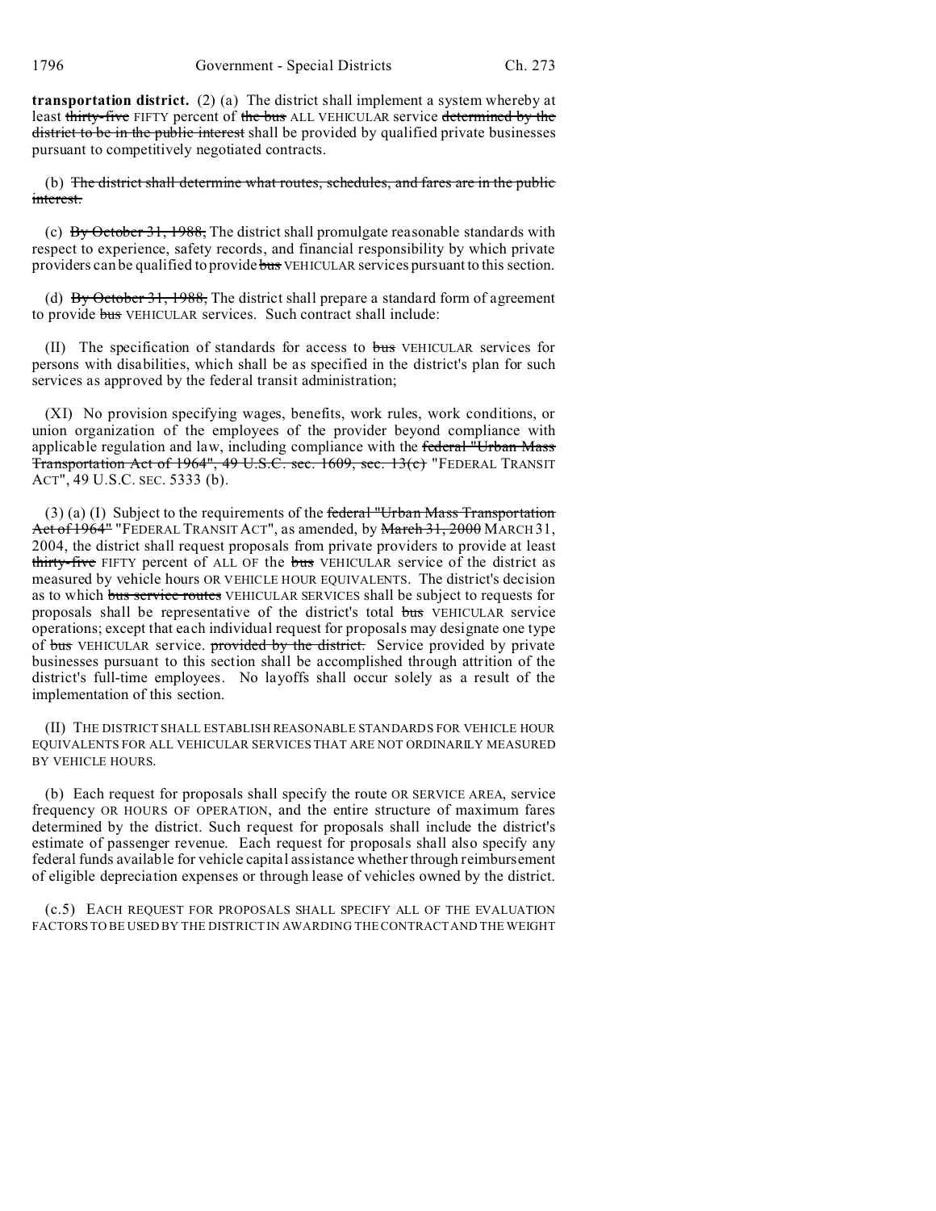**transportation district.** (2) (a) The district shall implement a system whereby at least ~~thirty-five~~ FIFTY percent of ~~the bus~~ ALL VEHICULAR service ~~determined by the district to be in the public interest~~ shall be provided by qualified private businesses pursuant to competitively negotiated contracts.

(b) ~~The district shall determine what routes, schedules, and fares are in the public interest.~~

(c) ~~By October 31, 1988,~~ The district shall promulgate reasonable standards with respect to experience, safety records, and financial responsibility by which private providers can be qualified to provide ~~bus~~ VEHICULAR services pursuant to this section.

(d) ~~By October 31, 1988,~~ The district shall prepare a standard form of agreement to provide ~~bus~~ VEHICULAR services. Such contract shall include:

(II) The specification of standards for access to ~~bus~~ VEHICULAR services for persons with disabilities, which shall be as specified in the district's plan for such services as approved by the federal transit administration;

(XI) No provision specifying wages, benefits, work rules, work conditions, or union organization of the employees of the provider beyond compliance with applicable regulation and law, including compliance with the ~~federal "Urban Mass Transportation Act of 1964", 49 U.S.C. sec. 1609, sec. 13(c)~~ "FEDERAL TRANSIT ACT", 49 U.S.C. SEC. 5333 (b).

(3) (a) (I) Subject to the requirements of the ~~federal "Urban Mass Transportation Act of 1964"~~ "FEDERAL TRANSIT ACT", as amended, by ~~March 31, 2000~~ MARCH 31, 2004, the district shall request proposals from private providers to provide at least ~~thirty-five~~ FIFTY percent of ALL OF the ~~bus~~ VEHICULAR service of the district as measured by vehicle hours OR VEHICLE HOUR EQUIVALENTS. The district's decision as to which ~~bus service routes~~ VEHICULAR SERVICES shall be subject to requests for proposals shall be representative of the district's total ~~bus~~ VEHICULAR service operations; except that each individual request for proposals may designate one type of ~~bus~~ VEHICULAR service. ~~provided by the district.~~ Service provided by private businesses pursuant to this section shall be accomplished through attrition of the district's full-time employees. No layoffs shall occur solely as a result of the implementation of this section.

(II) THE DISTRICT SHALL ESTABLISH REASONABLE STANDARDS FOR VEHICLE HOUR EQUIVALENTS FOR ALL VEHICULAR SERVICES THAT ARE NOT ORDINARILY MEASURED BY VEHICLE HOURS.

(b) Each request for proposals shall specify the route OR SERVICE AREA, service frequency OR HOURS OF OPERATION, and the entire structure of maximum fares determined by the district. Such request for proposals shall include the district's estimate of passenger revenue. Each request for proposals shall also specify any federal funds available for vehicle capital assistance whether through reimbursement of eligible depreciation expenses or through lease of vehicles owned by the district.

(c.5) EACH REQUEST FOR PROPOSALS SHALL SPECIFY ALL OF THE EVALUATION FACTORS TO BE USED BY THE DISTRICT IN AWARDING THE CONTRACT AND THE WEIGHT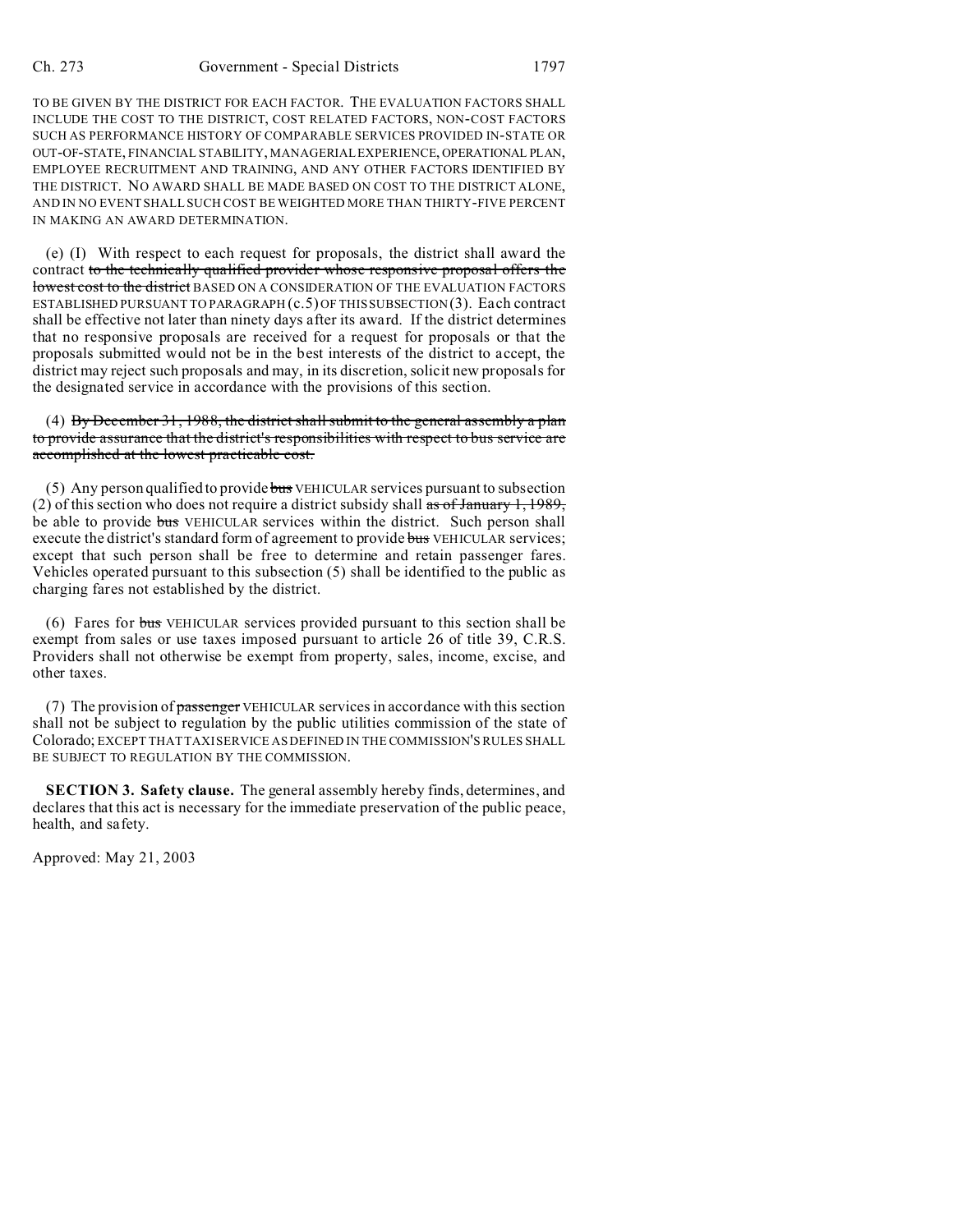TO BE GIVEN BY THE DISTRICT FOR EACH FACTOR. THE EVALUATION FACTORS SHALL INCLUDE THE COST TO THE DISTRICT, COST RELATED FACTORS, NON-COST FACTORS SUCH AS PERFORMANCE HISTORY OF COMPARABLE SERVICES PROVIDED IN-STATE OR OUT-OF-STATE, FINANCIAL STABILITY, MANAGERIAL EXPERIENCE, OPERATIONAL PLAN, EMPLOYEE RECRUITMENT AND TRAINING, AND ANY OTHER FACTORS IDENTIFIED BY THE DISTRICT. NO AWARD SHALL BE MADE BASED ON COST TO THE DISTRICT ALONE, AND IN NO EVENT SHALL SUCH COST BE WEIGHTED MORE THAN THIRTY-FIVE PERCENT IN MAKING AN AWARD DETERMINATION.

(e) (I) With respect to each request for proposals, the district shall award the contract ~~to the technically qualified provider whose responsive proposal offers the lowest cost to the district~~ BASED ON A CONSIDERATION OF THE EVALUATION FACTORS ESTABLISHED PURSUANT TO PARAGRAPH (c.5) OF THIS SUBSECTION (3). Each contract shall be effective not later than ninety days after its award. If the district determines that no responsive proposals are received for a request for proposals or that the proposals submitted would not be in the best interests of the district to accept, the district may reject such proposals and may, in its discretion, solicit new proposals for the designated service in accordance with the provisions of this section.

(4) ~~By December 31, 1988, the district shall submit to the general assembly a plan to provide assurance that the district's responsibilities with respect to bus service are accomplished at the lowest practicable cost.~~

(5) Any person qualified to provide ~~bus~~ VEHICULAR services pursuant to subsection (2) of this section who does not require a district subsidy shall ~~as of January 1, 1989,~~ be able to provide ~~bus~~ VEHICULAR services within the district. Such person shall execute the district's standard form of agreement to provide ~~bus~~ VEHICULAR services; except that such person shall be free to determine and retain passenger fares. Vehicles operated pursuant to this subsection (5) shall be identified to the public as charging fares not established by the district.

(6) Fares for ~~bus~~ VEHICULAR services provided pursuant to this section shall be exempt from sales or use taxes imposed pursuant to article 26 of title 39, C.R.S. Providers shall not otherwise be exempt from property, sales, income, excise, and other taxes.

(7) The provision of ~~passenger~~ VEHICULAR services in accordance with this section shall not be subject to regulation by the public utilities commission of the state of Colorado; EXCEPT THAT TAXI SERVICE AS DEFINED IN THE COMMISSION'S RULES SHALL BE SUBJECT TO REGULATION BY THE COMMISSION.

**SECTION 3. Safety clause.** The general assembly hereby finds, determines, and declares that this act is necessary for the immediate preservation of the public peace, health, and safety.

Approved: May 21, 2003